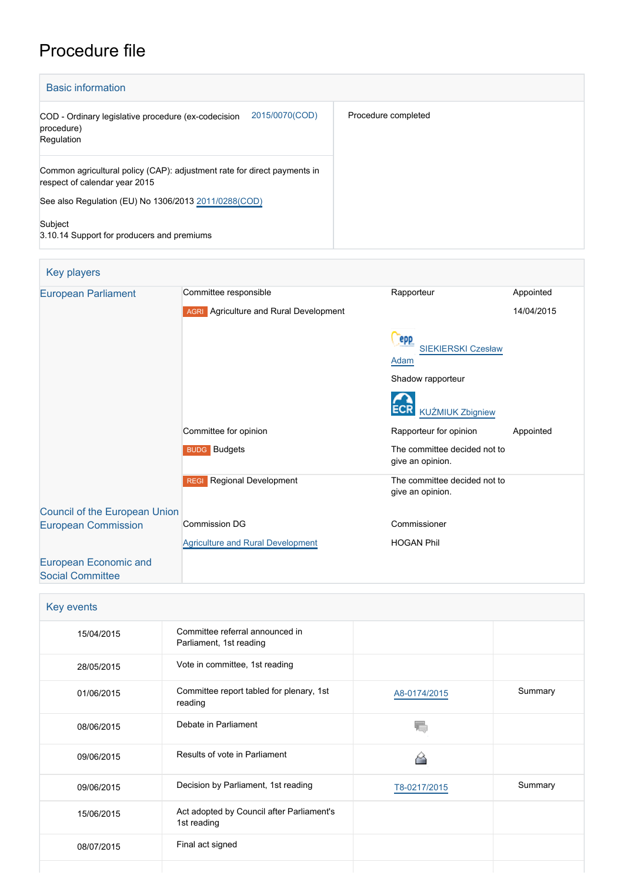# Procedure file

## Basic information

| | |
|---|---|
| COD - Ordinary legislative procedure (ex-codecision procedure) Regulation 2015/0070(COD) | Procedure completed |
| Common agricultural policy (CAP): adjustment rate for direct payments in respect of calendar year 2015<br>See also Regulation (EU) No 1306/2013 2011/0288(COD)<br><br>Subject<br>3.10.14 Support for producers and premiums | |

## Key players

| | | | |
|---|---|---|---|
| European Parliament | Committee responsible | Rapporteur | Appointed |
| | AGRI Agriculture and Rural Development | | 14/04/2015 |
| | | SIEKIERSKI Czesław Adam | |
| | | Shadow rapporteur | |
| | | KUŹMIUK Zbigniew | |
| | Committee for opinion | Rapporteur for opinion | Appointed |
| | BUDG Budgets | The committee decided not to give an opinion. | |
| | REGI Regional Development | The committee decided not to give an opinion. | |
| Council of the European Union | | | |
| European Commission | Commission DG | Commissioner | |
| | Agriculture and Rural Development | HOGAN Phil | |
| European Economic and Social Committee | | | |

## Key events

| | | | |
|---|---|---|---|
| 15/04/2015 | Committee referral announced in Parliament, 1st reading | | |
| 28/05/2015 | Vote in committee, 1st reading | | |
| 01/06/2015 | Committee report tabled for plenary, 1st reading | A8-0174/2015 | Summary |
| 08/06/2015 | Debate in Parliament | | |
| 09/06/2015 | Results of vote in Parliament | | |
| 09/06/2015 | Decision by Parliament, 1st reading | T8-0217/2015 | Summary |
| 15/06/2015 | Act adopted by Council after Parliament's 1st reading | | |
| 08/07/2015 | Final act signed | | |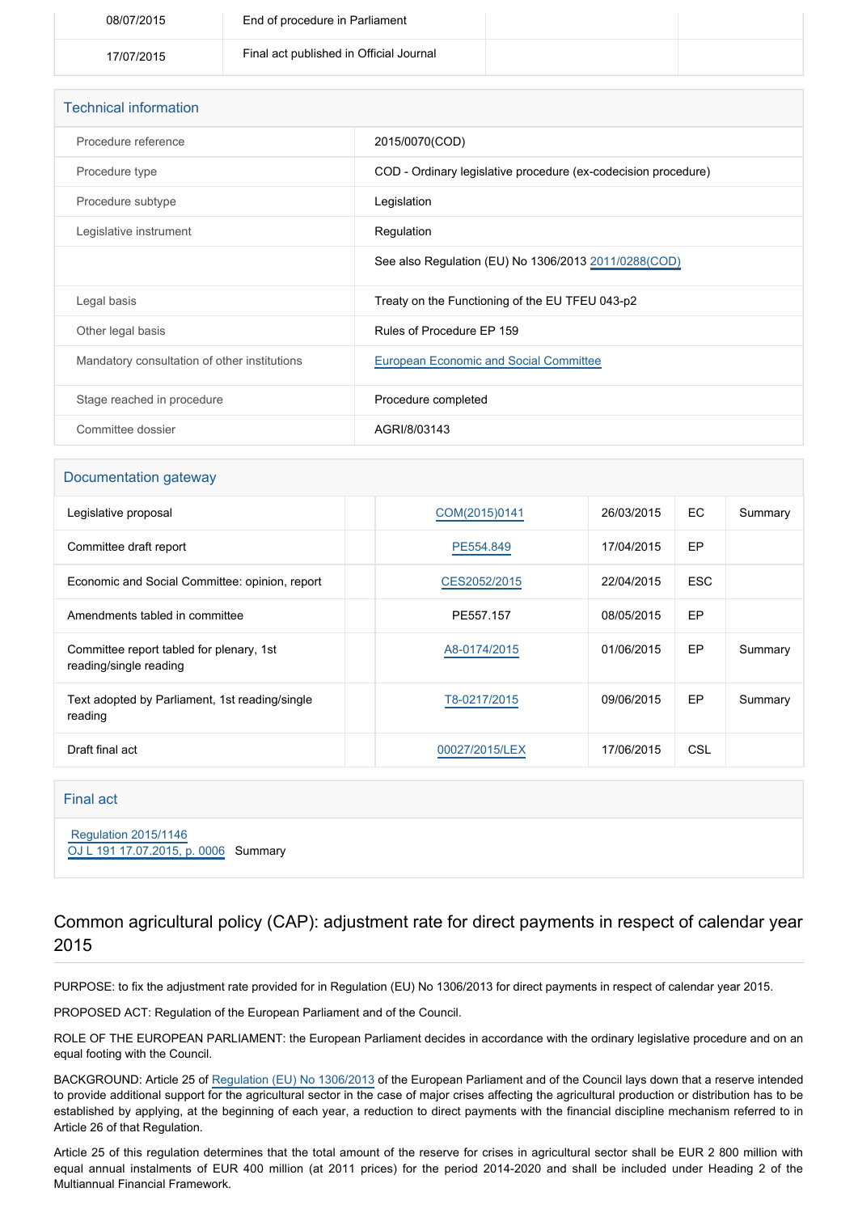| 08/07/2015 | End of procedure in Parliament | | |
|---|---|---|---|
| 17/07/2015 | Final act published in Official Journal | | |

## Technical information

| | |
|---|---|
| Procedure reference | 2015/0070(COD) |
| Procedure type | COD - Ordinary legislative procedure (ex-codecision procedure) |
| Procedure subtype | Legislation |
| Legislative instrument | Regulation |
| | See also Regulation (EU) No 1306/2013 2011/0288(COD) |
| Legal basis | Treaty on the Functioning of the EU TFEU 043-p2 |
| Other legal basis | Rules of Procedure EP 159 |
| Mandatory consultation of other institutions | European Economic and Social Committee |
| Stage reached in procedure | Procedure completed |
| Committee dossier | AGRI/8/03143 |

## Documentation gateway

| | | | | | |
|---|---|---|---|---|---|
| Legislative proposal | | COM(2015)0141 | 26/03/2015 | EC | Summary |
| Committee draft report | | PE554.849 | 17/04/2015 | EP | |
| Economic and Social Committee: opinion, report | | CES2052/2015 | 22/04/2015 | ESC | |
| Amendments tabled in committee | | PE557.157 | 08/05/2015 | EP | |
| Committee report tabled for plenary, 1st reading/single reading | | A8-0174/2015 | 01/06/2015 | EP | Summary |
| Text adopted by Parliament, 1st reading/single reading | | T8-0217/2015 | 09/06/2015 | EP | Summary |
| Draft final act | | 00027/2015/LEX | 17/06/2015 | CSL | |

## Final act

Regulation 2015/1146
OJ L 191 17.07.2015, p. 0006 Summary

# Common agricultural policy (CAP): adjustment rate for direct payments in respect of calendar year 2015

PURPOSE: to fix the adjustment rate provided for in Regulation (EU) No 1306/2013 for direct payments in respect of calendar year 2015.

PROPOSED ACT: Regulation of the European Parliament and of the Council.

ROLE OF THE EUROPEAN PARLIAMENT: the European Parliament decides in accordance with the ordinary legislative procedure and on an equal footing with the Council.

BACKGROUND: Article 25 of Regulation (EU) No 1306/2013 of the European Parliament and of the Council lays down that a reserve intended to provide additional support for the agricultural sector in the case of major crises affecting the agricultural production or distribution has to be established by applying, at the beginning of each year, a reduction to direct payments with the financial discipline mechanism referred to in Article 26 of that Regulation.

Article 25 of this regulation determines that the total amount of the reserve for crises in agricultural sector shall be EUR 2 800 million with equal annual instalments of EUR 400 million (at 2011 prices) for the period 2014-2020 and shall be included under Heading 2 of the Multiannual Financial Framework.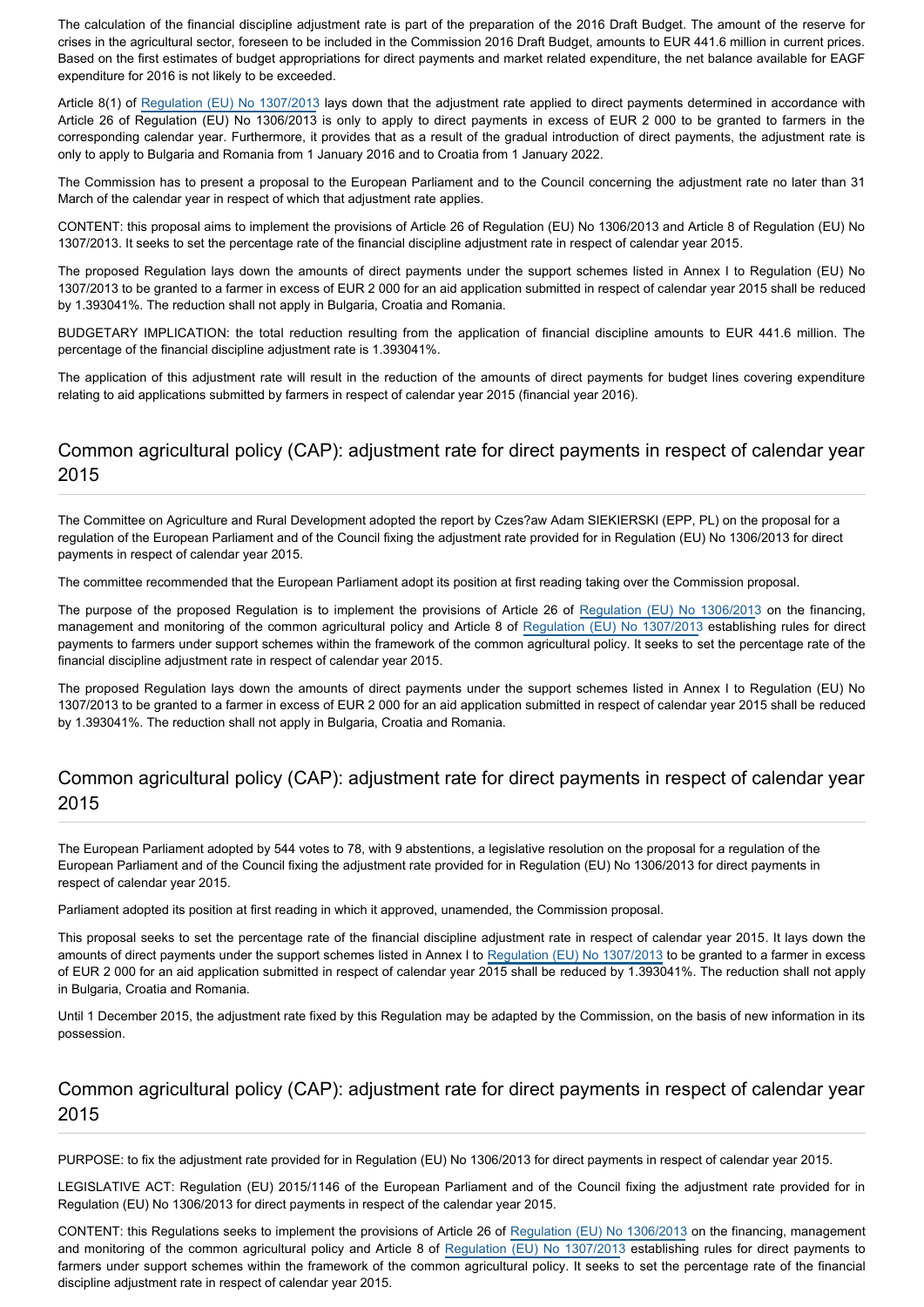The calculation of the financial discipline adjustment rate is part of the preparation of the 2016 Draft Budget. The amount of the reserve for crises in the agricultural sector, foreseen to be included in the Commission 2016 Draft Budget, amounts to EUR 441.6 million in current prices. Based on the first estimates of budget appropriations for direct payments and market related expenditure, the net balance available for EAGF expenditure for 2016 is not likely to be exceeded.

Article 8(1) of Regulation (EU) No 1307/2013 lays down that the adjustment rate applied to direct payments determined in accordance with Article 26 of Regulation (EU) No 1306/2013 is only to apply to direct payments in excess of EUR 2 000 to be granted to farmers in the corresponding calendar year. Furthermore, it provides that as a result of the gradual introduction of direct payments, the adjustment rate is only to apply to Bulgaria and Romania from 1 January 2016 and to Croatia from 1 January 2022.

The Commission has to present a proposal to the European Parliament and to the Council concerning the adjustment rate no later than 31 March of the calendar year in respect of which that adjustment rate applies.

CONTENT: this proposal aims to implement the provisions of Article 26 of Regulation (EU) No 1306/2013 and Article 8 of Regulation (EU) No 1307/2013. It seeks to set the percentage rate of the financial discipline adjustment rate in respect of calendar year 2015.

The proposed Regulation lays down the amounts of direct payments under the support schemes listed in Annex I to Regulation (EU) No 1307/2013 to be granted to a farmer in excess of EUR 2 000 for an aid application submitted in respect of calendar year 2015 shall be reduced by 1.393041%. The reduction shall not apply in Bulgaria, Croatia and Romania.

BUDGETARY IMPLICATION: the total reduction resulting from the application of financial discipline amounts to EUR 441.6 million. The percentage of the financial discipline adjustment rate is 1.393041%.

The application of this adjustment rate will result in the reduction of the amounts of direct payments for budget lines covering expenditure relating to aid applications submitted by farmers in respect of calendar year 2015 (financial year 2016).

## Common agricultural policy (CAP): adjustment rate for direct payments in respect of calendar year 2015

The Committee on Agriculture and Rural Development adopted the report by Czes?aw Adam SIEKIERSKI (EPP, PL) on the proposal for a regulation of the European Parliament and of the Council fixing the adjustment rate provided for in Regulation (EU) No 1306/2013 for direct payments in respect of calendar year 2015.

The committee recommended that the European Parliament adopt its position at first reading taking over the Commission proposal.

The purpose of the proposed Regulation is to implement the provisions of Article 26 of Regulation (EU) No 1306/2013 on the financing, management and monitoring of the common agricultural policy and Article 8 of Regulation (EU) No 1307/2013 establishing rules for direct payments to farmers under support schemes within the framework of the common agricultural policy. It seeks to set the percentage rate of the financial discipline adjustment rate in respect of calendar year 2015.

The proposed Regulation lays down the amounts of direct payments under the support schemes listed in Annex I to Regulation (EU) No 1307/2013 to be granted to a farmer in excess of EUR 2 000 for an aid application submitted in respect of calendar year 2015 shall be reduced by 1.393041%. The reduction shall not apply in Bulgaria, Croatia and Romania.

## Common agricultural policy (CAP): adjustment rate for direct payments in respect of calendar year 2015

The European Parliament adopted by 544 votes to 78, with 9 abstentions, a legislative resolution on the proposal for a regulation of the European Parliament and of the Council fixing the adjustment rate provided for in Regulation (EU) No 1306/2013 for direct payments in respect of calendar year 2015.

Parliament adopted its position at first reading in which it approved, unamended, the Commission proposal.

This proposal seeks to set the percentage rate of the financial discipline adjustment rate in respect of calendar year 2015. It lays down the amounts of direct payments under the support schemes listed in Annex I to Regulation (EU) No 1307/2013 to be granted to a farmer in excess of EUR 2 000 for an aid application submitted in respect of calendar year 2015 shall be reduced by 1.393041%. The reduction shall not apply in Bulgaria, Croatia and Romania.

Until 1 December 2015, the adjustment rate fixed by this Regulation may be adapted by the Commission, on the basis of new information in its possession.

## Common agricultural policy (CAP): adjustment rate for direct payments in respect of calendar year 2015

PURPOSE: to fix the adjustment rate provided for in Regulation (EU) No 1306/2013 for direct payments in respect of calendar year 2015.

LEGISLATIVE ACT: Regulation (EU) 2015/1146 of the European Parliament and of the Council fixing the adjustment rate provided for in Regulation (EU) No 1306/2013 for direct payments in respect of the calendar year 2015.

CONTENT: this Regulations seeks to implement the provisions of Article 26 of Regulation (EU) No 1306/2013 on the financing, management and monitoring of the common agricultural policy and Article 8 of Regulation (EU) No 1307/2013 establishing rules for direct payments to farmers under support schemes within the framework of the common agricultural policy. It seeks to set the percentage rate of the financial discipline adjustment rate in respect of calendar year 2015.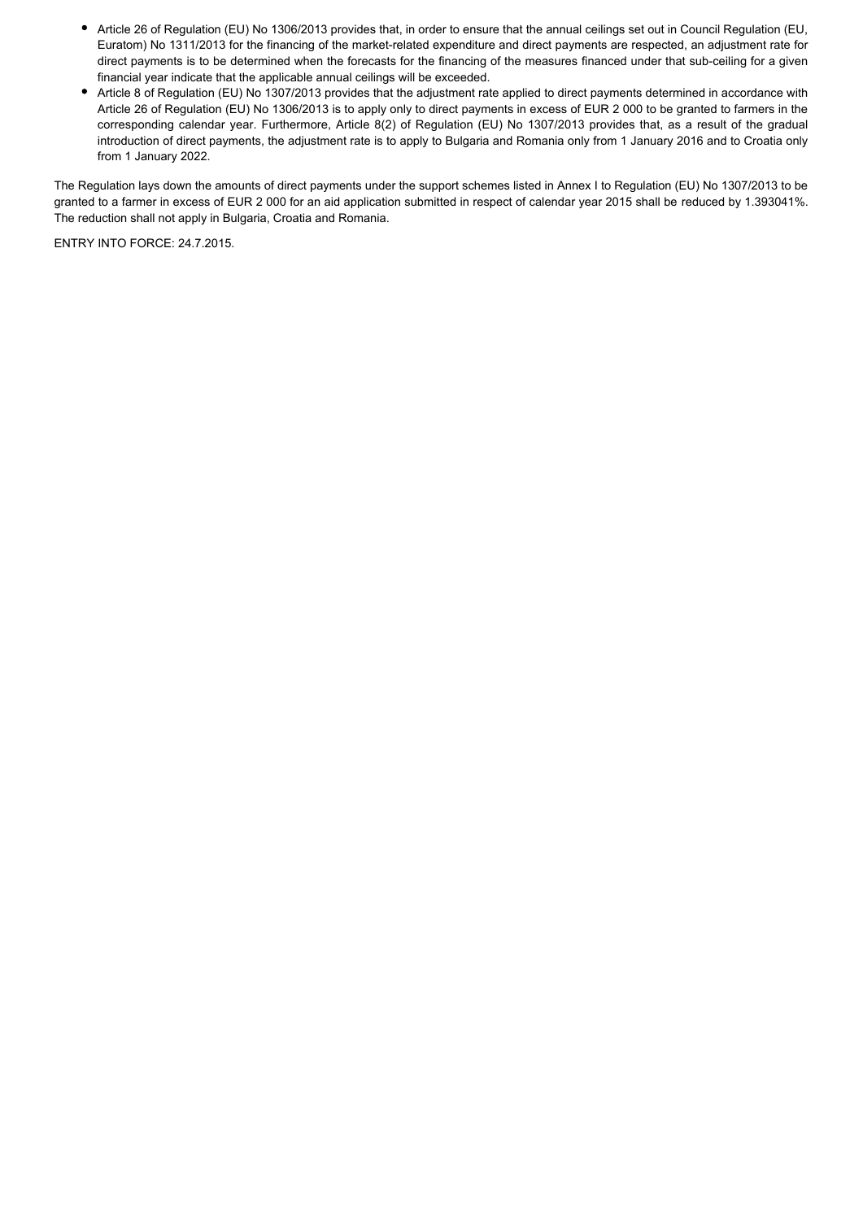- Article 26 of Regulation (EU) No 1306/2013 provides that, in order to ensure that the annual ceilings set out in Council Regulation (EU, Euratom) No 1311/2013 for the financing of the market-related expenditure and direct payments are respected, an adjustment rate for direct payments is to be determined when the forecasts for the financing of the measures financed under that sub-ceiling for a given financial year indicate that the applicable annual ceilings will be exceeded.
- Article 8 of Regulation (EU) No 1307/2013 provides that the adjustment rate applied to direct payments determined in accordance with Article 26 of Regulation (EU) No 1306/2013 is to apply only to direct payments in excess of EUR 2 000 to be granted to farmers in the corresponding calendar year. Furthermore, Article 8(2) of Regulation (EU) No 1307/2013 provides that, as a result of the gradual introduction of direct payments, the adjustment rate is to apply to Bulgaria and Romania only from 1 January 2016 and to Croatia only from 1 January 2022.

The Regulation lays down the amounts of direct payments under the support schemes listed in Annex I to Regulation (EU) No 1307/2013 to be granted to a farmer in excess of EUR 2 000 for an aid application submitted in respect of calendar year 2015 shall be reduced by 1.393041%. The reduction shall not apply in Bulgaria, Croatia and Romania.

ENTRY INTO FORCE: 24.7.2015.